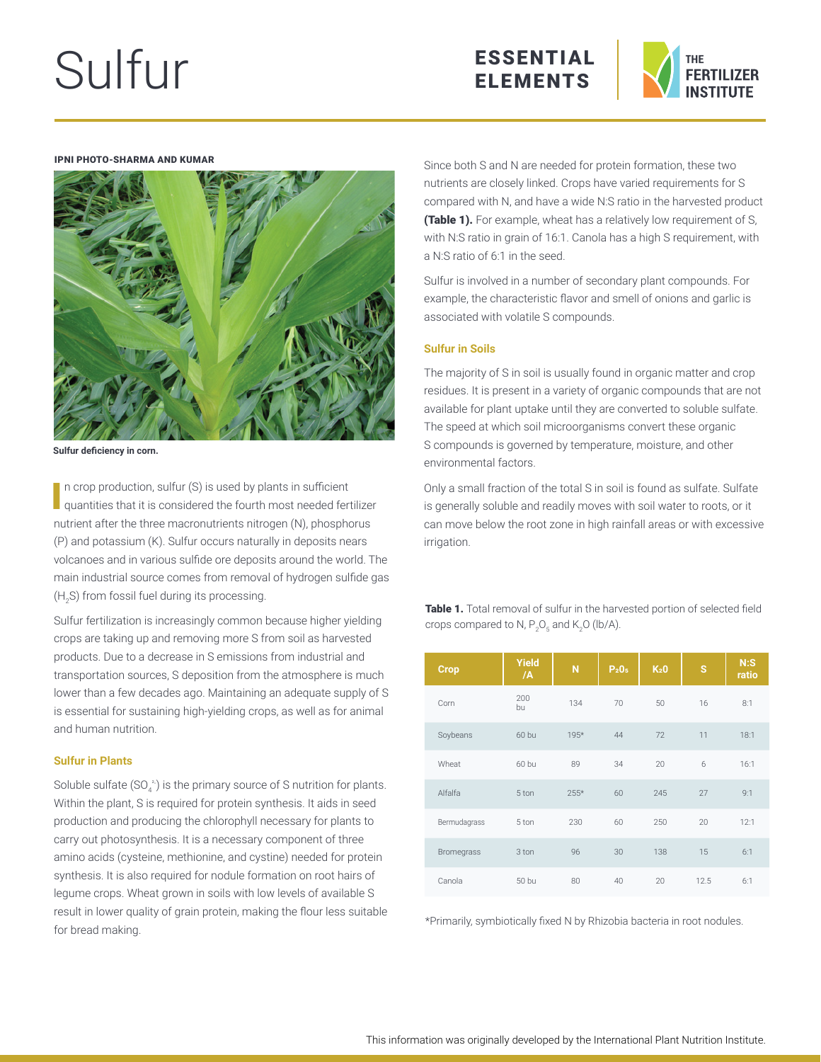# Sulfur

ESSENTIAL ELEMENTS

THE FERTILIZER INSTITUTE

IPNI PHOTO-SHARMA AND KUMAR

Sulfur deficiency in corn.

In crop production, sulfur (S) is used by plants in sufficient quantities that it is considered the fourth most needed fertilizer nutrient after the three macronutrients nitrogen (N), phosphorus (P) and potassium (K). Sulfur occurs naturally in deposits nears volcanoes and in various sulfide ore deposits around the world. The main industrial source comes from removal of hydrogen sulfide gas ($H_2S$) from fossil fuel during its processing.

Sulfur fertilization is increasingly common because higher yielding crops are taking up and removing more S from soil as harvested products. Due to a decrease in S emissions from industrial and transportation sources, S deposition from the atmosphere is much lower than a few decades ago. Maintaining an adequate supply of S is essential for sustaining high-yielding crops, as well as for animal and human nutrition.

### Sulfur in Plants

Soluble sulfate ($SO_4^{2-}$) is the primary source of S nutrition for plants. Within the plant, S is required for protein synthesis. It aids in seed production and producing the chlorophyll necessary for plants to carry out photosynthesis. It is a necessary component of three amino acids (cysteine, methionine, and cystine) needed for protein synthesis. It is also required for nodule formation on root hairs of legume crops. Wheat grown in soils with low levels of available S result in lower quality of grain protein, making the flour less suitable for bread making.

Since both S and N are needed for protein formation, these two nutrients are closely linked. Crops have varied requirements for S compared with N, and have a wide N:S ratio in the harvested product **(Table 1).** For example, wheat has a relatively low requirement of S, with N:S ratio in grain of 16:1. Canola has a high S requirement, with a N:S ratio of 6:1 in the seed.

Sulfur is involved in a number of secondary plant compounds. For example, the characteristic flavor and smell of onions and garlic is associated with volatile S compounds.

### Sulfur in Soils

The majority of S in soil is usually found in organic matter and crop residues. It is present in a variety of organic compounds that are not available for plant uptake until they are converted to soluble sulfate. The speed at which soil microorganisms convert these organic S compounds is governed by temperature, moisture, and other environmental factors.

Only a small fraction of the total S in soil is found as sulfate. Sulfate is generally soluble and readily moves with soil water to roots, or it can move below the root zone in high rainfall areas or with excessive irrigation.

**Table 1.** Total removal of sulfur in the harvested portion of selected field crops compared to N, $P_2O_5$ and $K_2O$ (lb/A).

| Crop | Yield /A | N | $P_2O_5$ | $K_2O$ | S | N:S ratio |
|---|---|---|---|---|---|---|
| Corn | 200 bu | 134 | 70 | 50 | 16 | 8:1 |
| Soybeans | 60 bu | 195* | 44 | 72 | 11 | 18:1 |
| Wheat | 60 bu | 89 | 34 | 20 | 6 | 16:1 |
| Alfalfa | 5 ton | 255* | 60 | 245 | 27 | 9:1 |
| Bermudagrass | 5 ton | 230 | 60 | 250 | 20 | 12:1 |
| Bromegrass | 3 ton | 96 | 30 | 138 | 15 | 6:1 |
| Canola | 50 bu | 80 | 40 | 20 | 12.5 | 6:1 |

*Primarily, symbiotically fixed N by Rhizobia bacteria in root nodules.

This information was originally developed by the International Plant Nutrition Institute.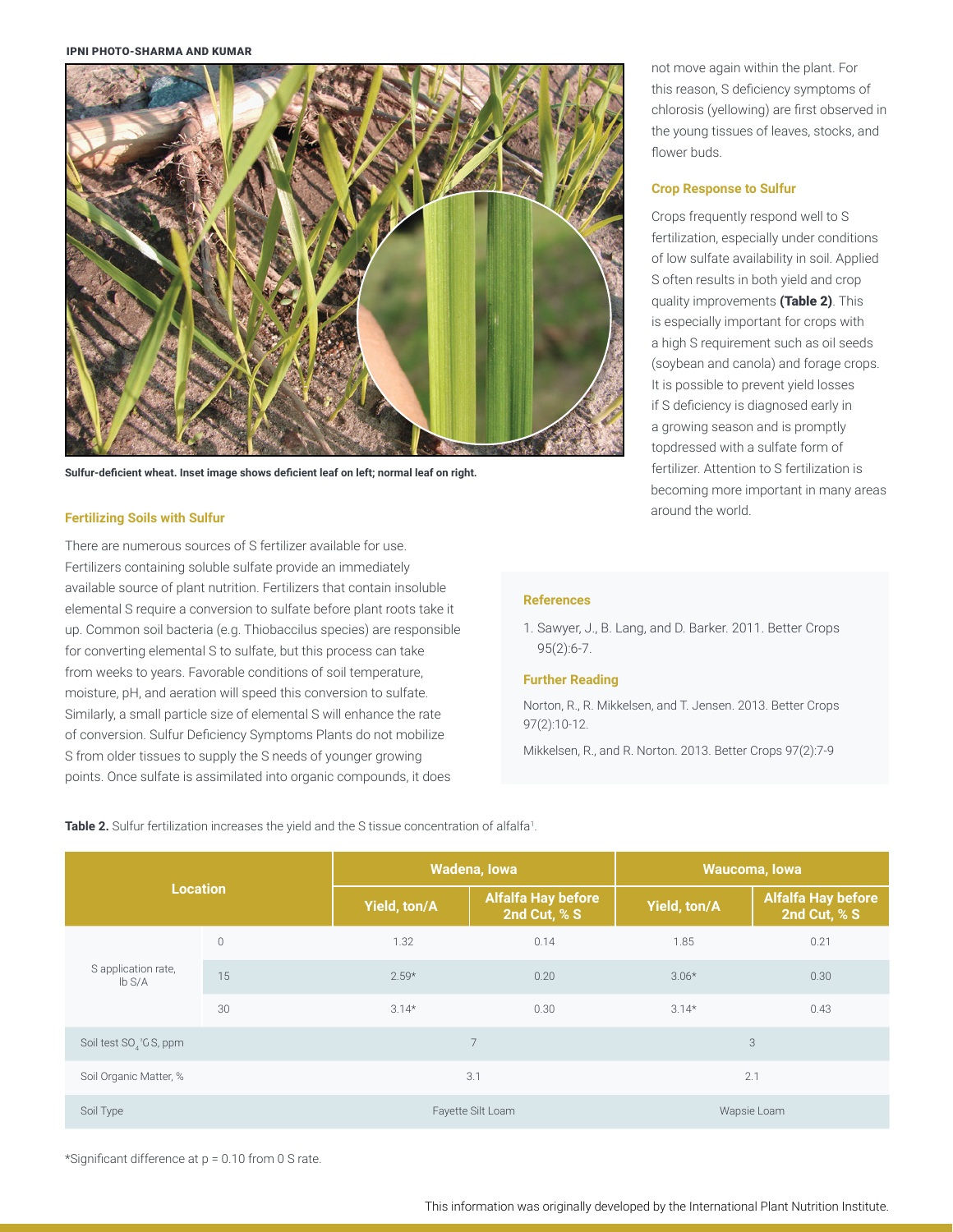IPNI PHOTO-SHARMA AND KUMAR

Sulfur-deficient wheat. Inset image shows deficient leaf on left; normal leaf on right.

### Fertilizing Soils with Sulfur

There are numerous sources of S fertilizer available for use. Fertilizers containing soluble sulfate provide an immediately available source of plant nutrition. Fertilizers that contain insoluble elemental S require a conversion to sulfate before plant roots take it up. Common soil bacteria (e.g. Thiobaccilus species) are responsible for converting elemental S to sulfate, but this process can take from weeks to years. Favorable conditions of soil temperature, moisture, pH, and aeration will speed this conversion to sulfate. Similarly, a small particle size of elemental S will enhance the rate of conversion. Sulfur Deficiency Symptoms Plants do not mobilize S from older tissues to supply the S needs of younger growing points. Once sulfate is assimilated into organic compounds, it does not move again within the plant. For this reason, S deficiency symptoms of chlorosis (yellowing) are first observed in the young tissues of leaves, stocks, and flower buds.

### Crop Response to Sulfur

Crops frequently respond well to S fertilization, especially under conditions of low sulfate availability in soil. Applied S often results in both yield and crop quality improvements **(Table 2)**. This is especially important for crops with a high S requirement such as oil seeds (soybean and canola) and forage crops. It is possible to prevent yield losses if S deficiency is diagnosed early in a growing season and is promptly topdressed with a sulfate form of fertilizer. Attention to S fertilization is becoming more important in many areas around the world.

### References

1. Sawyer, J., B. Lang, and D. Barker. 2011. Better Crops 95(2):6-7.

### Further Reading

Norton, R., R. Mikkelsen, and T. Jensen. 2013. Better Crops 97(2):10-12.

Mikkelsen, R., and R. Norton. 2013. Better Crops 97(2):7-9

**Table 2.** Sulfur fertilization increases the yield and the S tissue concentration of alfalfa[1].

| Location | | Wadena, Iowa | | Waucoma, Iowa | |
|---|---|---|---|---|---|
| | | Yield, ton/A | Alfalfa Hay before 2nd Cut, % S | Yield, ton/A | Alfalfa Hay before 2nd Cut, % S |
| S application rate, lb S/A | 0 | 1.32 | 0.14 | 1.85 | 0.21 |
| | 15 | 2.59* | 0.20 | 3.06* | 0.30 |
| | 30 | 3.14* | 0.30 | 3.14* | 0.43 |
| Soil test $SO_4$-S, ppm | | 7 | | 3 | |
| Soil Organic Matter, % | | 3.1 | | 2.1 | |
| Soil Type | | Fayette Silt Loam | | Wapsie Loam | |

*Significant difference at p = 0.10 from 0 S rate.

This information was originally developed by the International Plant Nutrition Institute.